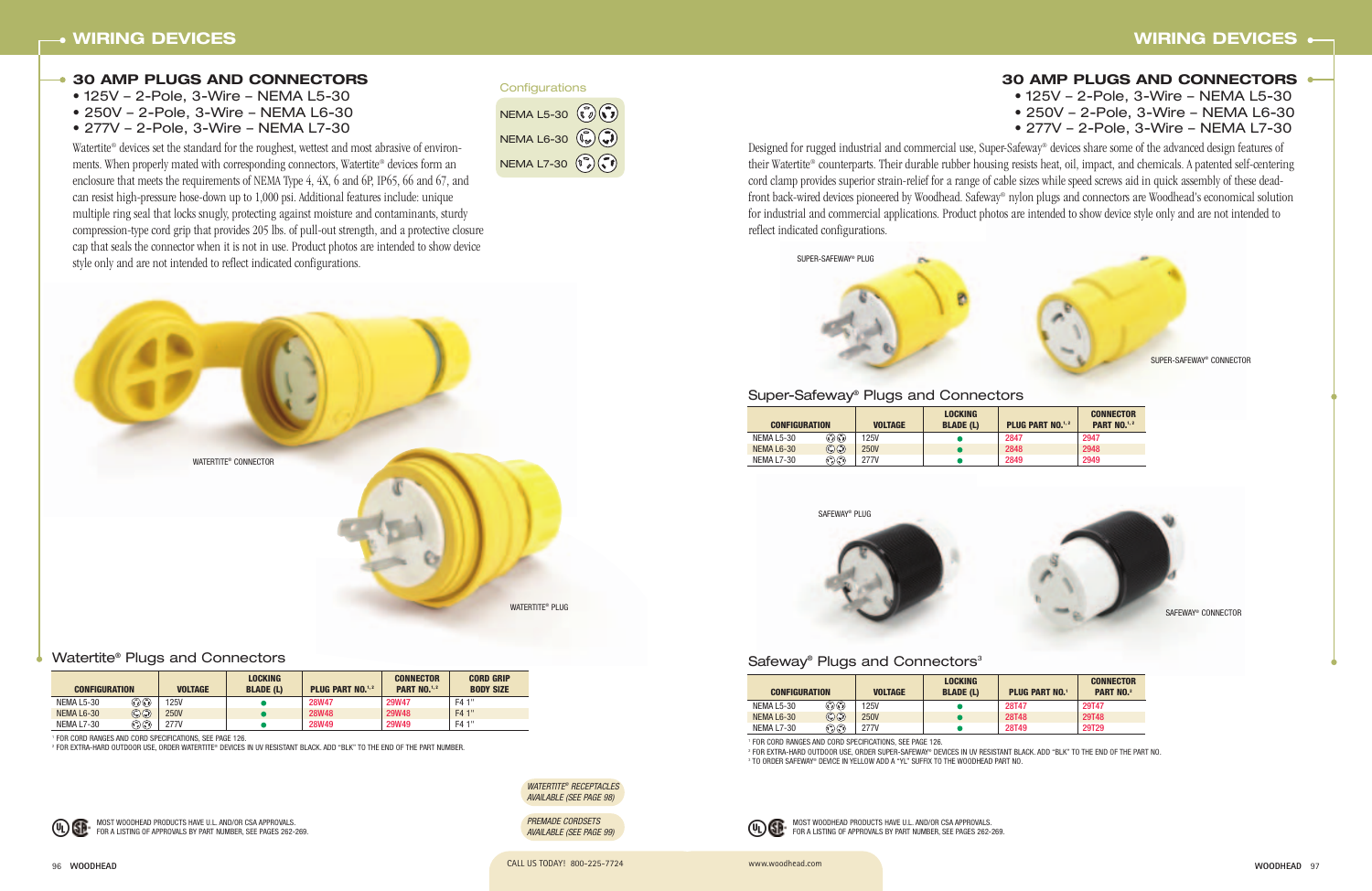# WIRING DEVICES

## 30 AMP PLUGS AND CONNECTORS

- 125V – 2-Pole, 3-Wire – NEMA L5-30
- 250V – 2-Pole, 3-Wire – NEMA L6-30
- 277V – 2-Pole, 3-Wire – NEMA L7-30

Watertite® devices set the standard for the roughest, wettest and most abrasive of environments. When properly mated with corresponding connectors, Watertite® devices form an enclosure that meets the requirements of NEMA Type 4, 4X, 6 and 6P, IP65, 66 and 67, and can resist high-pressure hose-down up to 1,000 psi. Additional features include: unique multiple ring seal that locks snugly, protecting against moisture and contaminants, sturdy compression-type cord grip that provides 205 lbs. of pull-out strength, and a protective closure cap that seals the connector when it is not in use. Product photos are intended to show device style only and are not intended to reflect indicated configurations.

Configurations

- NEMA L5-30
- NEMA L6-30
- NEMA L7-30

WATERTITE® CONNECTOR

WATERTITE® PLUG

### Watertite® Plugs and Connectors

| CONFIGURATION | VOLTAGE | LOCKING BLADE (L) | PLUG PART NO.[1,2] | CONNECTOR PART NO.[1,2] | CORD GRIP BODY SIZE |
|---|---|---|---|---|---|
| NEMA L5-30 | 125V | ● | 28W47 | 29W47 | F4 1" |
| NEMA L6-30 | 250V | ● | 28W48 | 29W48 | F4 1" |
| NEMA L7-30 | 277V | ● | 28W49 | 29W49 | F4 1" |

[1] FOR CORD RANGES AND CORD SPECIFICATIONS, SEE PAGE 126.

[2] FOR EXTRA-HARD OUTDOOR USE, ORDER WATERTITE® DEVICES IN UV RESISTANT BLACK. ADD "BLK" TO THE END OF THE PART NUMBER.

*WATERTITE® RECEPTACLES AVAILABLE (SEE PAGE 98)*

*PREMADE CORDSETS AVAILABLE (SEE PAGE 99)*

MOST WOODHEAD PRODUCTS HAVE U.L. AND/OR CSA APPROVALS. FOR A LISTING OF APPROVALS BY PART NUMBER, SEE PAGES 262-269.

CALL US TODAY! 800-225-7724

## 30 AMP PLUGS AND CONNECTORS

- 125V – 2-Pole, 3-Wire – NEMA L5-30
- 250V – 2-Pole, 3-Wire – NEMA L6-30
- 277V – 2-Pole, 3-Wire – NEMA L7-30

Designed for rugged industrial and commercial use, Super-Safeway® devices share some of the advanced design features of their Watertite® counterparts. Their durable rubber housing resists heat, oil, impact, and chemicals. A patented self-centering cord clamp provides superior strain-relief for a range of cable sizes while speed screws aid in quick assembly of these dead-front back-wired devices pioneered by Woodhead. Safeway® nylon plugs and connectors are Woodhead's economical solution for industrial and commercial applications. Product photos are intended to show device style only and are not intended to reflect indicated configurations.

SUPER-SAFEWAY® PLUG

SUPER-SAFEWAY® CONNECTOR

### Super-Safeway® Plugs and Connectors

| CONFIGURATION | VOLTAGE | LOCKING BLADE (L) | PLUG PART NO.[1,2] | CONNECTOR PART NO.[1,2] |
|---|---|---|---|---|
| NEMA L5-30 | 125V | ● | 2847 | 2947 |
| NEMA L6-30 | 250V | ● | 2848 | 2948 |
| NEMA L7-30 | 277V | ● | 2849 | 2949 |

SAFEWAY® PLUG

SAFEWAY® CONNECTOR

### Safeway® Plugs and Connectors[3]

| CONFIGURATION | VOLTAGE | LOCKING BLADE (L) | PLUG PART NO.[1] | CONNECTOR PART NO.[1] |
|---|---|---|---|---|
| NEMA L5-30 | 125V | ● | 28T47 | 29T47 |
| NEMA L6-30 | 250V | ● | 28T48 | 29T48 |
| NEMA L7-30 | 277V | ● | 28T49 | 29T29 |

[1] FOR CORD RANGES AND CORD SPECIFICATIONS, SEE PAGE 126.

[2] FOR EXTRA-HARD OUTDOOR USE, ORDER SUPER-SAFEWAY® DEVICES IN UV RESISTANT BLACK. ADD "BLK" TO THE END OF THE PART NUMBER.

[3] TO ORDER SAFEWAY® DEVICE IN YELLOW ADD A "YL" SUFFIX TO THE WOODHEAD PART NO.

MOST WOODHEAD PRODUCTS HAVE U.L. AND/OR CSA APPROVALS. FOR A LISTING OF APPROVALS BY PART NUMBER, SEE PAGES 262-269.

www.woodhead.com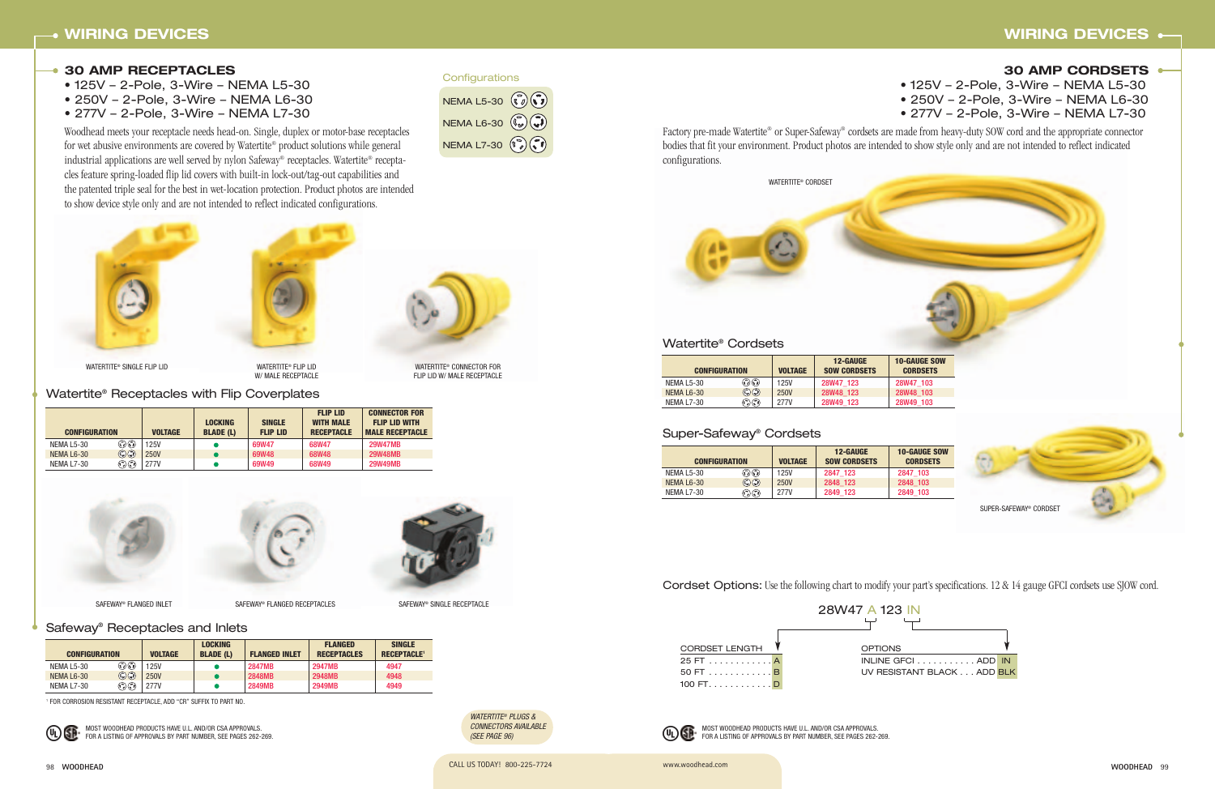# WIRING DEVICES

## 30 AMP RECEPTACLES

- 125V – 2-Pole, 3-Wire – NEMA L5-30
- 250V – 2-Pole, 3-Wire – NEMA L6-30
- 277V – 2-Pole, 3-Wire – NEMA L7-30

Woodhead meets your receptacle needs head-on. Single, duplex or motor-base receptacles for wet abusive environments are covered by Watertite® product solutions while general industrial applications are well served by nylon Safeway® receptacles. Watertite® receptacles feature spring-loaded flip lid covers with built-in lock-out/tag-out capabilities and the patented triple seal for the best in wet-location protection. Product photos are intended to show device style only and are not intended to reflect indicated configurations.

Configurations

- NEMA L5-30
- NEMA L6-30
- NEMA L7-30

WATERTITE® SINGLE FLIP LID

WATERTITE® FLIP LID W/ MALE RECEPTACLE

WATERTITE® CONNECTOR FOR FLIP LID W/ MALE RECEPTACLE

### Watertite® Receptacles with Flip Coverplates

| CONFIGURATION | VOLTAGE | LOCKING BLADE (L) | SINGLE FLIP LID | FLIP LID WITH MALE RECEPTACLE | CONNECTOR FOR FLIP LID WITH MALE RECEPTACLE |
|---|---|---|---|---|---|
| NEMA L5-30 | 125V | ● | 69W47 | 68W47 | 29W47MB |
| NEMA L6-30 | 250V | ● | 69W48 | 68W48 | 29W48MB |
| NEMA L7-30 | 277V | ● | 69W49 | 68W49 | 29W49MB |

SAFEWAY® FLANGED INLET

SAFEWAY® FLANGED RECEPTACLES

SAFEWAY® SINGLE RECEPTACLE

### Safeway® Receptacles and Inlets

| CONFIGURATION | VOLTAGE | LOCKING BLADE (L) | FLANGED INLET | FLANGED RECEPTACLES | SINGLE RECEPTACLE[1] |
|---|---|---|---|---|---|
| NEMA L5-30 | 125V | ● | 2847MB | 2947MB | 4947 |
| NEMA L6-30 | 250V | ● | 2848MB | 2948MB | 4948 |
| NEMA L7-30 | 277V | ● | 2849MB | 2949MB | 4949 |

[1] FOR CORROSION RESISTANT RECEPTACLE, ADD "CR" SUFFIX TO PART NO.

MOST WOODHEAD PRODUCTS HAVE U.L. AND/OR CSA APPROVALS. FOR A LISTING OF APPROVALS BY PART NUMBER, SEE PAGES 262-269.

*WATERTITE® PLUGS & CONNECTORS AVAILABLE (SEE PAGE 96)*

CALL US TODAY! 800-225-7724

## 30 AMP CORDSETS

- 125V – 2-Pole, 3-Wire – NEMA L5-30
- 250V – 2-Pole, 3-Wire – NEMA L6-30
- 277V – 2-Pole, 3-Wire – NEMA L7-30

Factory pre-made Watertite® or Super-Safeway® cordsets are made from heavy-duty SOW cord and the appropriate connector bodies that fit your environment. Product photos are intended to show style only and are not intended to reflect indicated configurations.

WATERTITE® CORDSET

### Watertite® Cordsets

| CONFIGURATION | VOLTAGE | 12-GAUGE SOW CORDSETS | 10-GAUGE SOW CORDSETS |
|---|---|---|---|
| NEMA L5-30 | 125V | 28W47_123 | 28W47_103 |
| NEMA L6-30 | 250V | 28W48_123 | 28W48_103 |
| NEMA L7-30 | 277V | 28W49_123 | 28W49_103 |

### Super-Safeway® Cordsets

| CONFIGURATION | VOLTAGE | 12-GAUGE SOW CORDSETS | 10-GAUGE SOW CORDSETS |
|---|---|---|---|
| NEMA L5-30 | 125V | 2847_123 | 2847_103 |
| NEMA L6-30 | 250V | 2848_123 | 2848_103 |
| NEMA L7-30 | 277V | 2849_123 | 2849_103 |

SUPER-SAFEWAY® CORDSET

**Cordset Options:** Use the following chart to modify your part's specifications. 12 & 14 gauge GFCI cordsets use SJOW cord.

28W47 A 123 IN

CORDSET LENGTH
- 25 FT . . . . . . . . . . . . A
- 50 FT . . . . . . . . . . . . B
- 100 FT. . . . . . . . . . . . D

OPTIONS
- INLINE GFCI . . . . . . . . . . . ADD IN
- UV RESISTANT BLACK . . . ADD BLK

MOST WOODHEAD PRODUCTS HAVE U.L. AND/OR CSA APPROVALS. FOR A LISTING OF APPROVALS BY PART NUMBER, SEE PAGES 262-269.

www.woodhead.com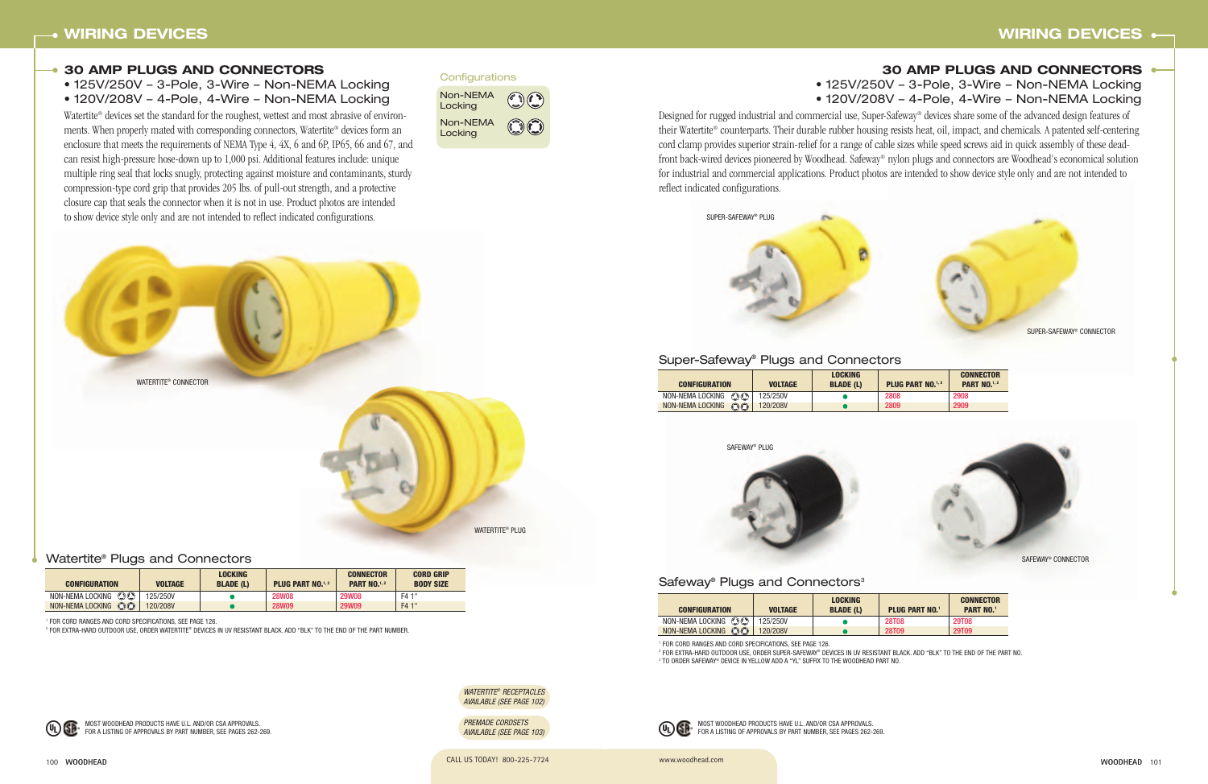## 30 AMP PLUGS AND CONNECTORS

- 125V/250V – 3-Pole, 3-Wire – Non-NEMA Locking
- 120V/208V – 4-Pole, 4-Wire – Non-NEMA Locking

Watertite® devices set the standard for the roughest, wettest and most abrasive of environments. When properly mated with corresponding connectors, Watertite® devices form an enclosure that meets the requirements of NEMA Type 4, 4X, 6 and 6P, IP65, 66 and 67, and can resist high-pressure hose-down up to 1,000 psi. Additional features include: unique multiple ring seal that locks snugly, protecting against moisture and contaminants, sturdy compression-type cord grip that provides 205 lbs. of pull-out strength, and a protective closure cap that seals the connector when it is not in use. Product photos are intended to show device style only and are not intended to reflect indicated configurations.

**Configurations**

Non-NEMA Locking

Non-NEMA Locking

WATERTITE® CONNECTOR

WATERTITE® PLUG

### Watertite® Plugs and Connectors

| CONFIGURATION | VOLTAGE | LOCKING BLADE (L) | PLUG PART NO.[1, 2] | CONNECTOR PART NO.[1, 2] | CORD GRIP BODY SIZE |
|---|---|---|---|---|---|
| NON-NEMA LOCKING | 125/250V | ● | 28W08 | 29W08 | F4 1" |
| NON-NEMA LOCKING | 120/208V | ● | 28W09 | 29W09 | F4 1" |

[1] FOR CORD RANGES AND CORD SPECIFICATIONS, SEE PAGE 126.
[2] FOR EXTRA-HARD OUTDOOR USE, ORDER WATERTITE® DEVICES IN UV RESISTANT BLACK. ADD "BLK" TO THE END OF THE PART NUMBER.

*WATERTITE® RECEPTACLES AVAILABLE (SEE PAGE 102)*

*PREMADE CORDSETS AVAILABLE (SEE PAGE 103)*

MOST WOODHEAD PRODUCTS HAVE U.L. AND/OR CSA APPROVALS.
FOR A LISTING OF APPROVALS BY PART NUMBER, SEE PAGES 262-269.

CALL US TODAY! 800-225-7724

## 30 AMP PLUGS AND CONNECTORS

- 125V/250V – 3-Pole, 3-Wire – Non-NEMA Locking
- 120V/208V – 4-Pole, 4-Wire – Non-NEMA Locking

Designed for rugged industrial and commercial use, Super-Safeway® devices share some of the advanced design features of their Watertite® counterparts. Their durable rubber housing resists heat, oil, impact, and chemicals. A patented self-centering cord clamp provides superior strain-relief for a range of cable sizes while speed screws aid in quick assembly of these dead-front back-wired devices pioneered by Woodhead. Safeway® nylon plugs and connectors are Woodhead's economical solution for industrial and commercial applications. Product photos are intended to show device style only and are not intended to reflect indicated configurations.

SUPER-SAFEWAY® PLUG

SUPER-SAFEWAY® CONNECTOR

### Super-Safeway® Plugs and Connectors

| CONFIGURATION | VOLTAGE | LOCKING BLADE (L) | PLUG PART NO.[1, 2] | CONNECTOR PART NO.[1, 2] |
|---|---|---|---|---|
| NON-NEMA LOCKING | 125/250V | ● | 2808 | 2908 |
| NON-NEMA LOCKING | 120/208V | ● | 2809 | 2909 |

SAFEWAY® PLUG

SAFEWAY® CONNECTOR

### Safeway® Plugs and Connectors[3]

| CONFIGURATION | VOLTAGE | LOCKING BLADE (L) | PLUG PART NO.[1] | CONNECTOR PART NO.[1] |
|---|---|---|---|---|
| NON-NEMA LOCKING | 125/250V | ● | 28T08 | 29T08 |
| NON-NEMA LOCKING | 120/208V | ● | 28T09 | 29T09 |

[1] FOR CORD RANGES AND CORD SPECIFICATIONS, SEE PAGE 126.
[2] FOR EXTRA-HARD OUTDOOR USE, ORDER SUPER-SAFEWAY® DEVICES IN UV RESISTANT BLACK. ADD "BLK" TO THE END OF THE PART NO.
[3] TO ORDER SAFEWAY® DEVICE IN YELLOW ADD A "YL" SUFFIX TO THE WOODHEAD PART NO.

MOST WOODHEAD PRODUCTS HAVE U.L. AND/OR CSA APPROVALS.
FOR A LISTING OF APPROVALS BY PART NUMBER, SEE PAGES 262-269.

www.woodhead.com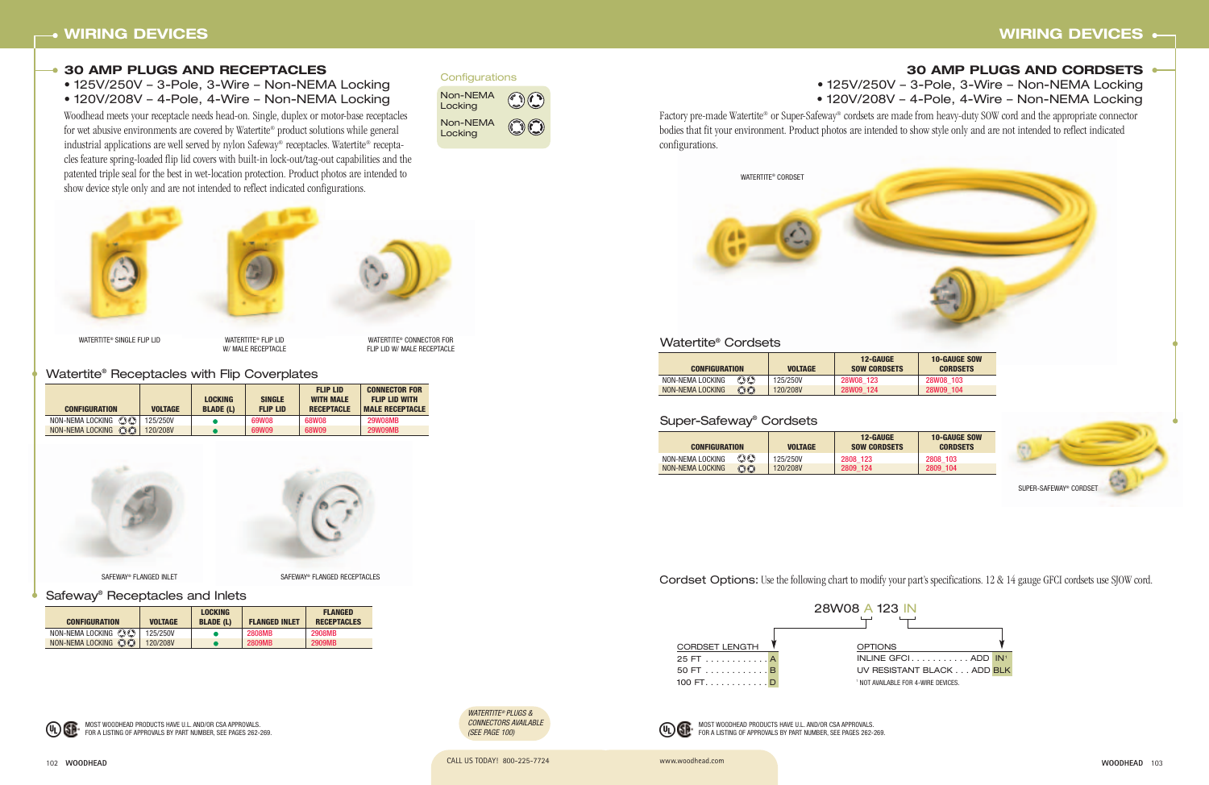# WIRING DEVICES

## 30 AMP PLUGS AND RECEPTACLES

- 125V/250V – 3-Pole, 3-Wire – Non-NEMA Locking
- 120V/208V – 4-Pole, 4-Wire – Non-NEMA Locking

Woodhead meets your receptacle needs head-on. Single, duplex or motor-base receptacles for wet abusive environments are covered by Watertite® product solutions while general industrial applications are well served by nylon Safeway® receptacles. Watertite® receptacles feature spring-loaded flip lid covers with built-in lock-out/tag-out capabilities and the patented triple seal for the best in wet-location protection. Product photos are intended to show device style only and are not intended to reflect indicated configurations.

**Configurations**

- Non-NEMA Locking
- Non-NEMA Locking

WATERTITE® SINGLE FLIP LID

WATERTITE® FLIP LID W/ MALE RECEPTACLE

WATERTITE® CONNECTOR FOR FLIP LID W/ MALE RECEPTACLE

### Watertite® Receptacles with Flip Coverplates

| CONFIGURATION | VOLTAGE | LOCKING BLADE (L) | SINGLE FLIP LID | FLIP LID WITH MALE RECEPTACLE | CONNECTOR FOR FLIP LID WITH MALE RECEPTACLE |
|---|---|---|---|---|---|
| NON-NEMA LOCKING | 125/250V | ● | 69W08 | 68W08 | 29W08MB |
| NON-NEMA LOCKING | 120/208V | ● | 69W09 | 68W09 | 29W09MB |

SAFEWAY® FLANGED INLET

SAFEWAY® FLANGED RECEPTACLES

### Safeway® Receptacles and Inlets

| CONFIGURATION | VOLTAGE | LOCKING BLADE (L) | FLANGED INLET | FLANGED RECEPTACLES |
|---|---|---|---|---|
| NON-NEMA LOCKING | 125/250V | ● | 2808MB | 2908MB |
| NON-NEMA LOCKING | 120/208V | ● | 2809MB | 2909MB |

MOST WOODHEAD PRODUCTS HAVE U.L. AND/OR CSA APPROVALS. FOR A LISTING OF APPROVALS BY PART NUMBER, SEE PAGES 262-269.

*WATERTITE® PLUGS & CONNECTORS AVAILABLE (SEE PAGE 100)*

## 30 AMP PLUGS AND CORDSETS

- 125V/250V – 3-Pole, 3-Wire – Non-NEMA Locking
- 120V/208V – 4-Pole, 4-Wire – Non-NEMA Locking

Factory pre-made Watertite® or Super-Safeway® cordsets are made from heavy-duty SOW cord and the appropriate connector bodies that fit your environment. Product photos are intended to show style only and are not intended to reflect indicated configurations.

WATERTITE® CORDSET

### Watertite® Cordsets

| CONFIGURATION | VOLTAGE | 12-GAUGE SOW CORDSETS | 10-GAUGE SOW CORDSETS |
|---|---|---|---|
| NON-NEMA LOCKING | 125/250V | 28W08_123 | 28W08_103 |
| NON-NEMA LOCKING | 120/208V | 28W09_124 | 28W09_104 |

### Super-Safeway® Cordsets

| CONFIGURATION | VOLTAGE | 12-GAUGE SOW CORDSETS | 10-GAUGE SOW CORDSETS |
|---|---|---|---|
| NON-NEMA LOCKING | 125/250V | 2808_123 | 2808_103 |
| NON-NEMA LOCKING | 120/208V | 2809_124 | 2809_104 |

SUPER-SAFEWAY® CORDSET

**Cordset Options:** Use the following chart to modify your part's specifications. 12 & 14 gauge GFCI cordsets use SJOW cord.

28W08 A 123 IN

CORDSET LENGTH
- 25 FT . . . . . . . . . . . . A
- 50 FT . . . . . . . . . . . . B
- 100 FT. . . . . . . . . . . . D

OPTIONS
- INLINE GFCI . . . . . . . . . . . ADD IN[1]
- UV RESISTANT BLACK . . . ADD BLK

[1] NOT AVAILABLE FOR 4-WIRE DEVICES.

MOST WOODHEAD PRODUCTS HAVE U.L. AND/OR CSA APPROVALS. FOR A LISTING OF APPROVALS BY PART NUMBER, SEE PAGES 262-269.

CALL US TODAY! 800-225-7724

www.woodhead.com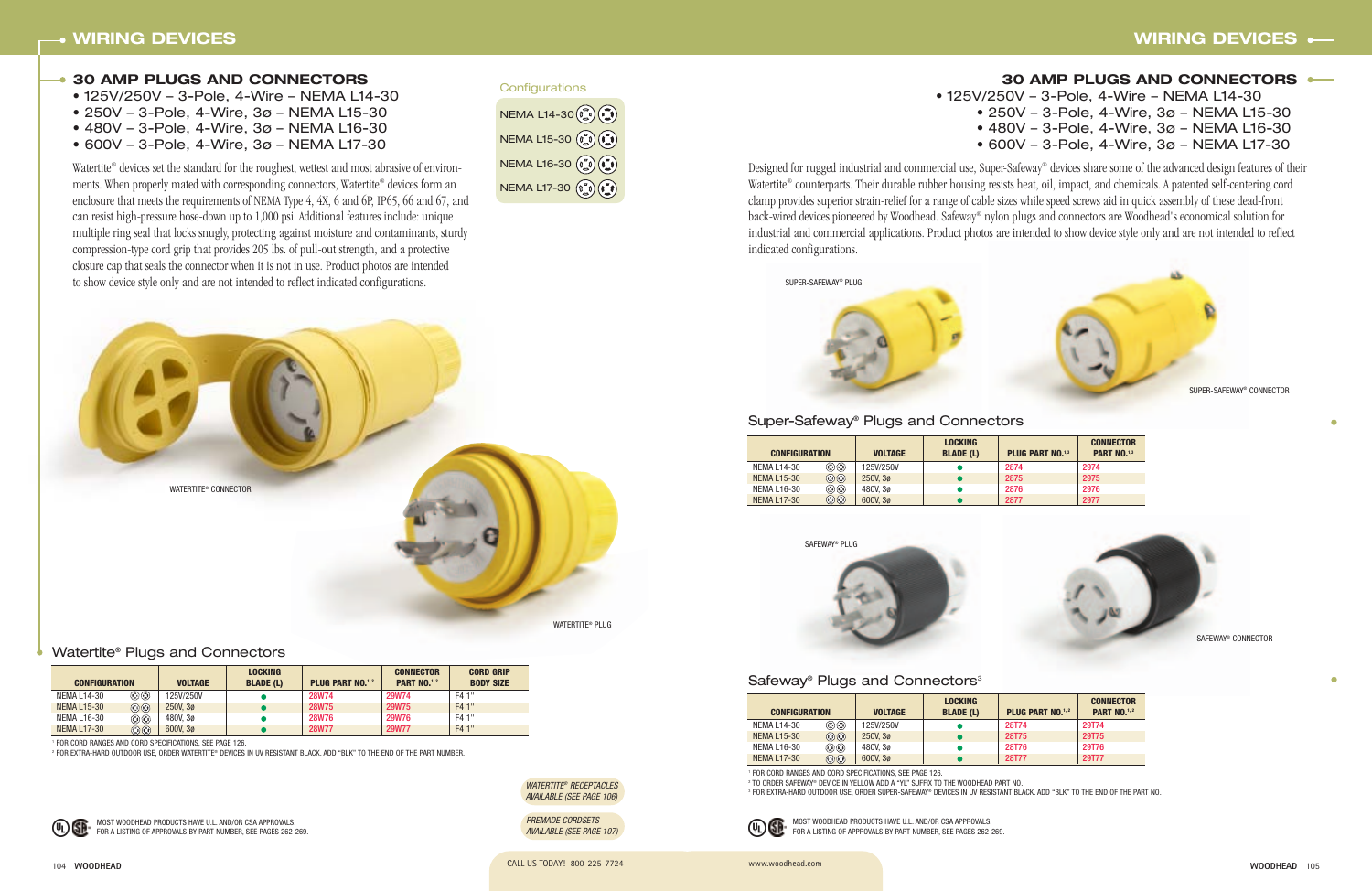# WIRING DEVICES

## 30 AMP PLUGS AND CONNECTORS

- 125V/250V – 3-Pole, 4-Wire – NEMA L14-30
- 250V – 3-Pole, 4-Wire, 3ø – NEMA L15-30
- 480V – 3-Pole, 4-Wire, 3ø – NEMA L16-30
- 600V – 3-Pole, 4-Wire, 3ø – NEMA L17-30

Watertite® devices set the standard for the roughest, wettest and most abrasive of environments. When properly mated with corresponding connectors, Watertite® devices form an enclosure that meets the requirements of NEMA Type 4, 4X, 6 and 6P, IP65, 66 and 67, and can resist high-pressure hose-down up to 1,000 psi. Additional features include: unique multiple ring seal that locks snugly, protecting against moisture and contaminants, sturdy compression-type cord grip that provides 205 lbs. of pull-out strength, and a protective closure cap that seals the connector when it is not in use. Product photos are intended to show device style only and are not intended to reflect indicated configurations.

Configurations

NEMA L14-30

NEMA L15-30

NEMA L16-30

NEMA L17-30

WATERTITE® CONNECTOR

WATERTITE® PLUG

### Watertite® Plugs and Connectors

| CONFIGURATION | VOLTAGE | LOCKING BLADE (L) | PLUG PART NO.[1,2] | CONNECTOR PART NO.[1,2] | CORD GRIP BODY SIZE |
|---|---|---|---|---|---|
| NEMA L14-30 | 125V/250V | ● | 28W74 | 29W74 | F4 1" |
| NEMA L15-30 | 250V, 3ø | ● | 28W75 | 29W75 | F4 1" |
| NEMA L16-30 | 480V, 3ø | ● | 28W76 | 29W76 | F4 1" |
| NEMA L17-30 | 600V, 3ø | ● | 28W77 | 29W77 | F4 1" |

[1] FOR CORD RANGES AND CORD SPECIFICATIONS, SEE PAGE 126.

[2] FOR EXTRA-HARD OUTDOOR USE, ORDER WATERTITE® DEVICES IN UV RESISTANT BLACK. ADD "BLK" TO THE END OF THE PART NUMBER.

MOST WOODHEAD PRODUCTS HAVE U.L. AND/OR CSA APPROVALS. FOR A LISTING OF APPROVALS BY PART NUMBER, SEE PAGES 262-269.

*WATERTITE® RECEPTACLES AVAILABLE (SEE PAGE 106)*

*PREMADE CORDSETS AVAILABLE (SEE PAGE 107)*

CALL US TODAY! 800-225-7724

## 30 AMP PLUGS AND CONNECTORS

- 125V/250V – 3-Pole, 4-Wire – NEMA L14-30
- 250V – 3-Pole, 4-Wire, 3ø – NEMA L15-30
- 480V – 3-Pole, 4-Wire, 3ø – NEMA L16-30
- 600V – 3-Pole, 4-Wire, 3ø – NEMA L17-30

Designed for rugged industrial and commercial use, Super-Safeway® devices share some of the advanced design features of their Watertite® counterparts. Their durable rubber housing resists heat, oil, impact, and chemicals. A patented self-centering cord clamp provides superior strain-relief for a range of cable sizes while speed screws aid in quick assembly of these dead-front back-wired devices pioneered by Woodhead. Safeway® nylon plugs and connectors are Woodhead's economical solution for industrial and commercial applications. Product photos are intended to show device style only and are not intended to reflect indicated configurations.

SUPER-SAFEWAY® PLUG

SUPER-SAFEWAY® CONNECTOR

### Super-Safeway® Plugs and Connectors

| CONFIGURATION | VOLTAGE | LOCKING BLADE (L) | PLUG PART NO.[1,3] | CONNECTOR PART NO.[1,3] |
|---|---|---|---|---|
| NEMA L14-30 | 125V/250V | ● | 2874 | 2974 |
| NEMA L15-30 | 250V, 3ø | ● | 2875 | 2975 |
| NEMA L16-30 | 480V, 3ø | ● | 2876 | 2976 |
| NEMA L17-30 | 600V, 3ø | ● | 2877 | 2977 |

SAFEWAY® PLUG

SAFEWAY® CONNECTOR

### Safeway® Plugs and Connectors[3]

| CONFIGURATION | VOLTAGE | LOCKING BLADE (L) | PLUG PART NO.[1,2] | CONNECTOR PART NO.[1,2] |
|---|---|---|---|---|
| NEMA L14-30 | 125V/250V | ● | 28T74 | 29T74 |
| NEMA L15-30 | 250V, 3ø | ● | 28T75 | 29T75 |
| NEMA L16-30 | 480V, 3ø | ● | 28T76 | 29T76 |
| NEMA L17-30 | 600V, 3ø | ● | 28T77 | 29T77 |

[1] FOR CORD RANGES AND CORD SPECIFICATIONS, SEE PAGE 126.

[2] TO ORDER SAFEWAY® DEVICE IN YELLOW ADD A "YL" SUFFIX TO THE WOODHEAD PART NO.

[3] FOR EXTRA-HARD OUTDOOR USE, ORDER SUPER-SAFEWAY® DEVICES IN UV RESISTANT BLACK. ADD "BLK" TO THE END OF THE PART NO.

MOST WOODHEAD PRODUCTS HAVE U.L. AND/OR CSA APPROVALS. FOR A LISTING OF APPROVALS BY PART NUMBER, SEE PAGES 262-269.

www.woodhead.com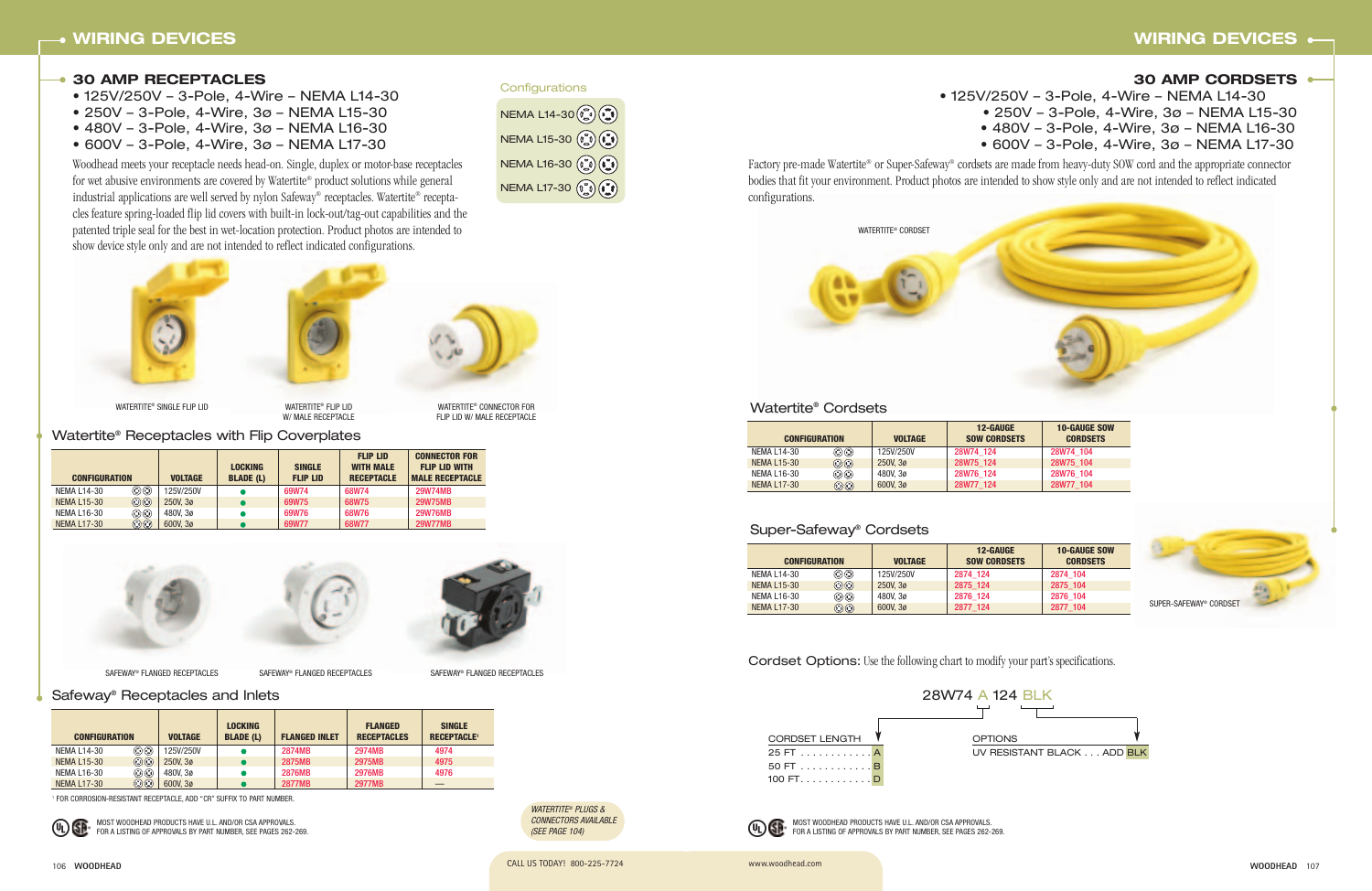# WIRING DEVICES

## 30 AMP RECEPTACLES

- 125V/250V – 3-Pole, 4-Wire – NEMA L14-30
- 250V – 3-Pole, 4-Wire, 3ø – NEMA L15-30
- 480V – 3-Pole, 4-Wire, 3ø – NEMA L16-30
- 600V – 3-Pole, 4-Wire, 3ø – NEMA L17-30

Woodhead meets your receptacle needs head-on. Single, duplex or motor-base receptacles for wet abusive environments are covered by Watertite® product solutions while general industrial applications are well served by nylon Safeway® receptacles. Watertite® receptacles feature spring-loaded flip lid covers with built-in lock-out/tag-out capabilities and the patented triple seal for the best in wet-location protection. Product photos are intended to show device style only and are not intended to reflect indicated configurations.

**Configurations**

NEMA L14-30
NEMA L15-30
NEMA L16-30
NEMA L17-30

WATERTITE® SINGLE FLIP LID

WATERTITE® FLIP LID W/ MALE RECEPTACLE

WATERTITE® CONNECTOR FOR FLIP LID W/ MALE RECEPTACLE

### Watertite® Receptacles with Flip Coverplates

| CONFIGURATION | VOLTAGE | LOCKING BLADE (L) | SINGLE FLIP LID | FLIP LID WITH MALE RECEPTACLE | CONNECTOR FOR FLIP LID WITH MALE RECEPTACLE |
|---|---|---|---|---|---|
| NEMA L14-30 | 125V/250V | ● | 69W74 | 68W74 | 29W74MB |
| NEMA L15-30 | 250V, 3ø | ● | 69W75 | 68W75 | 29W75MB |
| NEMA L16-30 | 480V, 3ø | ● | 69W76 | 68W76 | 29W76MB |
| NEMA L17-30 | 600V, 3ø | ● | 69W77 | 68W77 | 29W77MB |

SAFEWAY® FLANGED RECEPTACLES

SAFEWAY® FLANGED RECEPTACLES

SAFEWAY® FLANGED RECEPTACLES

### Safeway® Receptacles and Inlets

| CONFIGURATION | VOLTAGE | LOCKING BLADE (L) | FLANGED INLET | FLANGED RECEPTACLES | SINGLE RECEPTACLE[1] |
|---|---|---|---|---|---|
| NEMA L14-30 | 125V/250V | ● | 2874MB | 2974MB | 4974 |
| NEMA L15-30 | 250V, 3ø | ● | 2875MB | 2975MB | 4975 |
| NEMA L16-30 | 480V, 3ø | ● | 2876MB | 2976MB | 4976 |
| NEMA L17-30 | 600V, 3ø | ● | 2877MB | 2977MB | — |

[1] FOR CORROSION-RESISTANT RECEPTACLE, ADD "CR" SUFFIX TO PART NUMBER.

MOST WOODHEAD PRODUCTS HAVE U.L. AND/OR CSA APPROVALS. FOR A LISTING OF APPROVALS BY PART NUMBER, SEE PAGES 262-269.

*WATERTITE® PLUGS & CONNECTORS AVAILABLE (SEE PAGE 104)*

CALL US TODAY! 800-225-7724

www.woodhead.com

## 30 AMP CORDSETS

- 125V/250V – 3-Pole, 4-Wire – NEMA L14-30
- 250V – 3-Pole, 4-Wire, 3ø – NEMA L15-30
- 480V – 3-Pole, 4-Wire, 3ø – NEMA L16-30
- 600V – 3-Pole, 4-Wire, 3ø – NEMA L17-30

Factory pre-made Watertite® or Super-Safeway® cordsets are made from heavy-duty SOW cord and the appropriate connector bodies that fit your environment. Product photos are intended to show style only and are not intended to reflect indicated configurations.

WATERTITE® CORDSET

### Watertite® Cordsets

| CONFIGURATION | VOLTAGE | 12-GAUGE SOW CORDSETS | 10-GAUGE SOW CORDSETS |
|---|---|---|---|
| NEMA L14-30 | 125V/250V | 28W74_124 | 28W74_104 |
| NEMA L15-30 | 250V, 3ø | 28W75_124 | 28W75_104 |
| NEMA L16-30 | 480V, 3ø | 28W76_124 | 28W76_104 |
| NEMA L17-30 | 600V, 3ø | 28W77_124 | 28W77_104 |

### Super-Safeway® Cordsets

| CONFIGURATION | VOLTAGE | 12-GAUGE SOW CORDSETS | 10-GAUGE SOW CORDSETS |
|---|---|---|---|
| NEMA L14-30 | 125V/250V | 2874_124 | 2874_104 |
| NEMA L15-30 | 250V, 3ø | 2875_124 | 2875_104 |
| NEMA L16-30 | 480V, 3ø | 2876_124 | 2876_104 |
| NEMA L17-30 | 600V, 3ø | 2877_124 | 2877_104 |

SUPER-SAFEWAY® CORDSET

**Cordset Options:** Use the following chart to modify your part's specifications.

28W74 A 124 BLK

CORDSET LENGTH
- 25 FT . . . . . . . . . . . . A
- 50 FT . . . . . . . . . . . . B
- 100 FT. . . . . . . . . . . . D

OPTIONS
- UV RESISTANT BLACK . . . ADD BLK

MOST WOODHEAD PRODUCTS HAVE U.L. AND/OR CSA APPROVALS. FOR A LISTING OF APPROVALS BY PART NUMBER, SEE PAGES 262-269.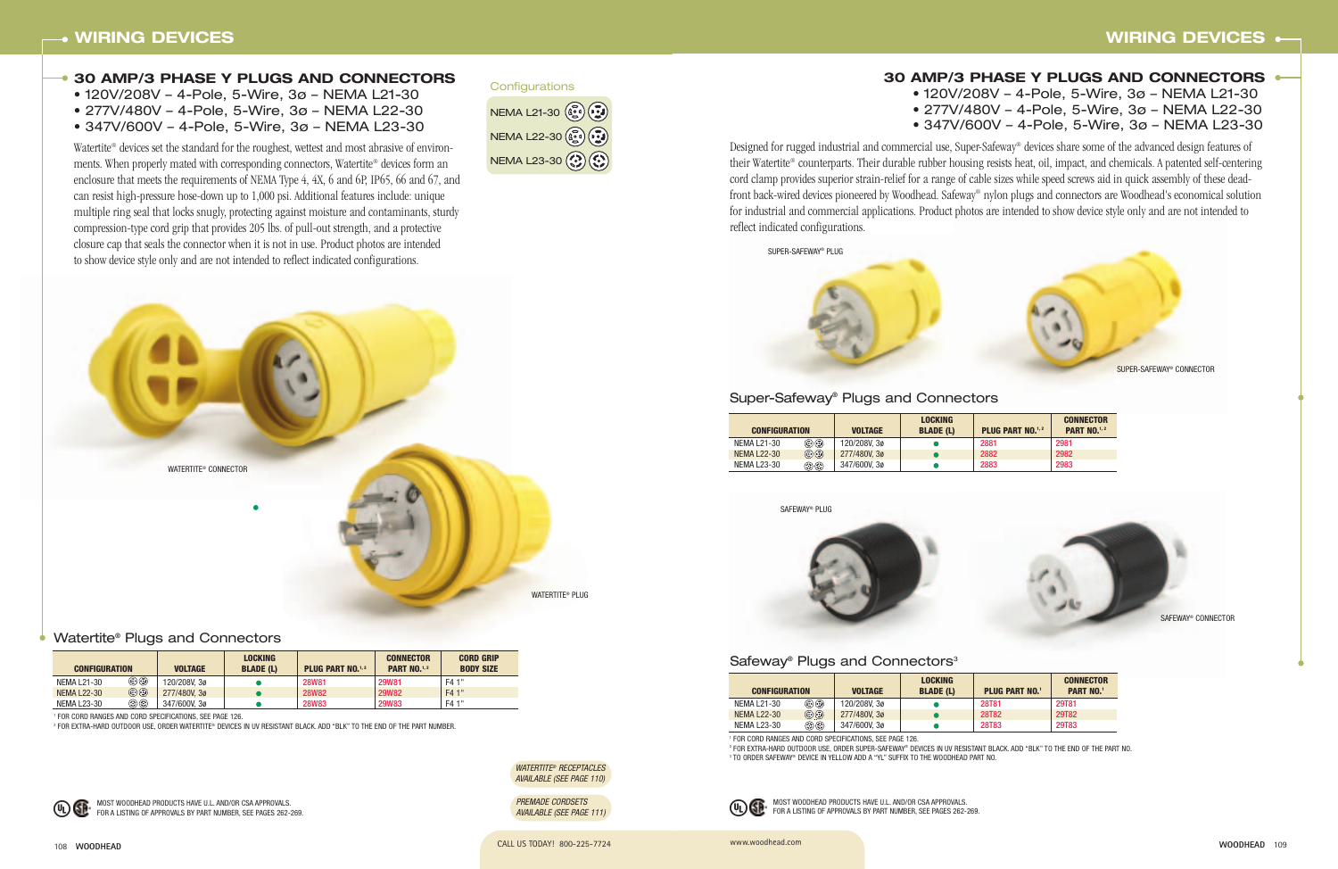# WIRING DEVICES

## 30 AMP/3 PHASE Y PLUGS AND CONNECTORS

- 120V/208V – 4-Pole, 5-Wire, 3ø – NEMA L21-30
- 277V/480V – 4-Pole, 5-Wire, 3ø – NEMA L22-30
- 347V/600V – 4-Pole, 5-Wire, 3ø – NEMA L23-30

Watertite® devices set the standard for the roughest, wettest and most abrasive of environments. When properly mated with corresponding connectors, Watertite® devices form an enclosure that meets the requirements of NEMA Type 4, 4X, 6 and 6P, IP65, 66 and 67, and can resist high-pressure hose-down up to 1,000 psi. Additional features include: unique multiple ring seal that locks snugly, protecting against moisture and contaminants, sturdy compression-type cord grip that provides 205 lbs. of pull-out strength, and a protective closure cap that seals the connector when it is not in use. Product photos are intended to show device style only and are not intended to reflect indicated configurations.

**Configurations**

- NEMA L21-30
- NEMA L22-30
- NEMA L23-30

WATERTITE® CONNECTOR

WATERTITE® PLUG

### Watertite® Plugs and Connectors

| CONFIGURATION | VOLTAGE | LOCKING BLADE (L) | PLUG PART NO.[1,2] | CONNECTOR PART NO.[1,2] | CORD GRIP BODY SIZE |
|---|---|---|---|---|---|
| NEMA L21-30 | 120/208V, 3ø | ● | 28W81 | 29W81 | F4 1" |
| NEMA L22-30 | 277/480V, 3ø | ● | 28W82 | 29W82 | F4 1" |
| NEMA L23-30 | 347/600V, 3ø | ● | 28W83 | 29W83 | F4 1" |

[1] FOR CORD RANGES AND CORD SPECIFICATIONS, SEE PAGE 126.
[2] FOR EXTRA-HARD OUTDOOR USE, ORDER WATERTITE® DEVICES IN UV RESISTANT BLACK. ADD "BLK" TO THE END OF THE PART NUMBER.

MOST WOODHEAD PRODUCTS HAVE U.L. AND/OR CSA APPROVALS.
FOR A LISTING OF APPROVALS BY PART NUMBER, SEE PAGES 262-269.

*WATERTITE® RECEPTACLES AVAILABLE (SEE PAGE 110)*

*PREMADE CORDSETS AVAILABLE (SEE PAGE 111)*

CALL US TODAY! 800-225-7724

## 30 AMP/3 PHASE Y PLUGS AND CONNECTORS

- 120V/208V – 4-Pole, 5-Wire, 3ø – NEMA L21-30
- 277V/480V – 4-Pole, 5-Wire, 3ø – NEMA L22-30
- 347V/600V – 4-Pole, 5-Wire, 3ø – NEMA L23-30

Designed for rugged industrial and commercial use, Super-Safeway® devices share some of the advanced design features of their Watertite® counterparts. Their durable rubber housing resists heat, oil, impact, and chemicals. A patented self-centering cord clamp provides superior strain-relief for a range of cable sizes while speed screws aid in quick assembly of these dead-front back-wired devices pioneered by Woodhead. Safeway® nylon plugs and connectors are Woodhead's economical solution for industrial and commercial applications. Product photos are intended to show device style only and are not intended to reflect indicated configurations.

SUPER-SAFEWAY® PLUG

SUPER-SAFEWAY® CONNECTOR

### Super-Safeway® Plugs and Connectors

| CONFIGURATION | VOLTAGE | LOCKING BLADE (L) | PLUG PART NO.[1,2] | CONNECTOR PART NO.[1,2] |
|---|---|---|---|---|
| NEMA L21-30 | 120/208V, 3ø | ● | 2881 | 2981 |
| NEMA L22-30 | 277/480V, 3ø | ● | 2882 | 2982 |
| NEMA L23-30 | 347/600V, 3ø | ● | 2883 | 2983 |

SAFEWAY® PLUG

SAFEWAY® CONNECTOR

### Safeway® Plugs and Connectors[3]

| CONFIGURATION | VOLTAGE | LOCKING BLADE (L) | PLUG PART NO.[1] | CONNECTOR PART NO.[1] |
|---|---|---|---|---|
| NEMA L21-30 | 120/208V, 3ø | ● | 28T81 | 29T81 |
| NEMA L22-30 | 277/480V, 3ø | ● | 28T82 | 29T82 |
| NEMA L23-30 | 347/600V, 3ø | ● | 28T83 | 29T83 |

[1] FOR CORD RANGES AND CORD SPECIFICATIONS, SEE PAGE 126.
[2] FOR EXTRA-HARD OUTDOOR USE, ORDER SUPER-SAFEWAY® DEVICES IN UV RESISTANT BLACK. ADD "BLK" TO THE END OF THE PART NO.
[3] TO ORDER SAFEWAY® DEVICE IN YELLOW ADD A "YL" SUFFIX TO THE WOODHEAD PART NO.

MOST WOODHEAD PRODUCTS HAVE U.L. AND/OR CSA APPROVALS.
FOR A LISTING OF APPROVALS BY PART NUMBER, SEE PAGES 262-269.

www.woodhead.com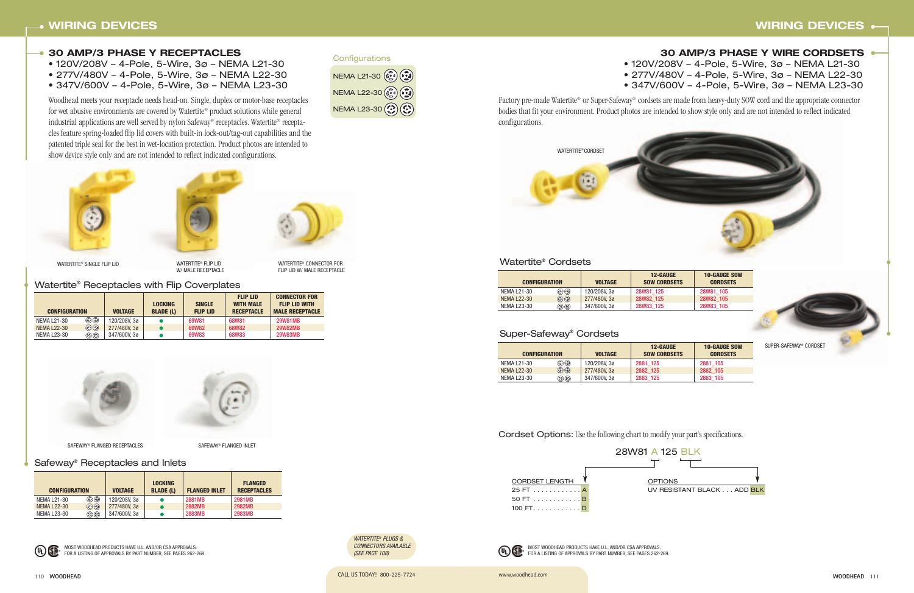# WIRING DEVICES

## 30 AMP/3 PHASE Y RECEPTACLES

- 120V/208V – 4-Pole, 5-Wire, 3ø – NEMA L21-30
- 277V/480V – 4-Pole, 5-Wire, 3ø – NEMA L22-30
- 347V/600V – 4-Pole, 5-Wire, 3ø – NEMA L23-30

Woodhead meets your receptacle needs head-on. Single, duplex or motor-base receptacles for wet abusive environments are covered by Watertite® product solutions while general industrial applications are well served by nylon Safeway® receptacles. Watertite® receptacles feature spring-loaded flip lid covers with built-in lock-out/tag-out capabilities and the patented triple seal for the best in wet-location protection. Product photos are intended to show device style only and are not intended to reflect indicated configurations.

Configurations

NEMA L21-30

NEMA L22-30

NEMA L23-30

WATERTITE® SINGLE FLIP LID

WATERTITE® FLIP LID W/ MALE RECEPTACLE

WATERTITE® CONNECTOR FOR FLIP LID W/ MALE RECEPTACLE

### Watertite® Receptacles with Flip Coverplates

| CONFIGURATION | VOLTAGE | LOCKING BLADE (L) | SINGLE FLIP LID | FLIP LID WITH MALE RECEPTACLE | CONNECTOR FOR FLIP LID WITH MALE RECEPTACLE |
|---|---|---|---|---|---|
| NEMA L21-30 | 120/208V, 3ø | ● | 69W81 | 68W81 | 29W81MB |
| NEMA L22-30 | 277/480V, 3ø | ● | 69W82 | 68W82 | 29W82MB |
| NEMA L23-30 | 347/600V, 3ø | ● | 69W83 | 68W83 | 29W83MB |

SAFEWAY® FLANGED RECEPTACLES

SAFEWAY® FLANGED INLET

### Safeway® Receptacles and Inlets

| CONFIGURATION | VOLTAGE | LOCKING BLADE (L) | FLANGED INLET | FLANGED RECEPTACLES |
|---|---|---|---|---|
| NEMA L21-30 | 120/208V, 3ø | ● | 2881MB | 2981MB |
| NEMA L22-30 | 277/480V, 3ø | ● | 2882MB | 2982MB |
| NEMA L23-30 | 347/600V, 3ø | ● | 2883MB | 2983MB |

MOST WOODHEAD PRODUCTS HAVE U.L. AND/OR CSA APPROVALS. FOR A LISTING OF APPROVALS BY PART NUMBER, SEE PAGES 262-269.

*WATERTITE® PLUGS & CONNECTORS AVAILABLE (SEE PAGE 108)*

CALL US TODAY! 800-225-7724

www.woodhead.com

## 30 AMP/3 PHASE Y WIRE CORDSETS

- 120V/208V – 4-Pole, 5-Wire, 3ø – NEMA L21-30
- 277V/480V – 4-Pole, 5-Wire, 3ø – NEMA L22-30
- 347V/600V – 4-Pole, 5-Wire, 3ø – NEMA L23-30

Factory pre-made Watertite® or Super-Safeway® cordsets are made from heavy-duty SOW cord and the appropriate connector bodies that fit your environment. Product photos are intended to show style only and are not intended to reflect indicated configurations.

WATERTITE® CORDSET

### Watertite® Cordsets

| CONFIGURATION | VOLTAGE | 12-GAUGE SOW CORDSETS | 10-GAUGE SOW CORDSETS |
|---|---|---|---|
| NEMA L21-30 | 120/208V, 3ø | 28W81_125 | 28W81_105 |
| NEMA L22-30 | 277/480V, 3ø | 28W82_125 | 28W82_105 |
| NEMA L23-30 | 347/600V, 3ø | 28W83_125 | 28W83_105 |

SUPER-SAFEWAY® CORDSET

### Super-Safeway® Cordsets

| CONFIGURATION | VOLTAGE | 12-GAUGE SOW CORDSETS | 10-GAUGE SOW CORDSETS |
|---|---|---|---|
| NEMA L21-30 | 120/208V, 3ø | 2881_125 | 2881_105 |
| NEMA L22-30 | 277/480V, 3ø | 2882_125 | 2882_105 |
| NEMA L23-30 | 347/600V, 3ø | 2883_125 | 2883_105 |

Cordset Options: Use the following chart to modify your part's specifications.

28W81 A 125 BLK

CORDSET LENGTH
25 FT . . . . . . . . . . . . A
50 FT . . . . . . . . . . . . B
100 FT. . . . . . . . . . . . D

OPTIONS
UV RESISTANT BLACK . . . ADD BLK

MOST WOODHEAD PRODUCTS HAVE U.L. AND/OR CSA APPROVALS. FOR A LISTING OF APPROVALS BY PART NUMBER, SEE PAGES 262-269.